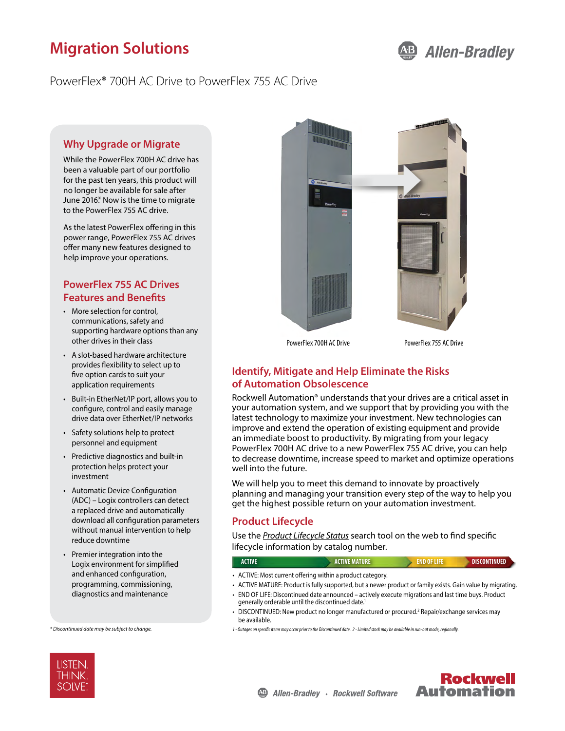# Migration Solutions

PowerFlex® 700H AC Drive to PowerFlex 755 AC Drive

## Why Upgrade or Migrate

While the PowerFlex 700H AC drive has been a valuable part of our portfolio for the past ten years, this product will no longer be available for sale after June 2016.* Now is the time to migrate to the PowerFlex 755 AC drive.

As the latest PowerFlex offering in this power range, PowerFlex 755 AC drives offer many new features designed to help improve your operations.

## PowerFlex 755 AC Drives Features and Benefits

- More selection for control, communications, safety and supporting hardware options than any other drives in their class
- A slot-based hardware architecture provides flexibility to select up to five option cards to suit your application requirements
- Built-in EtherNet/IP port, allows you to configure, control and easily manage drive data over EtherNet/IP networks
- Safety solutions help to protect personnel and equipment
- Predictive diagnostics and built-in protection helps protect your investment
- Automatic Device Configuration (ADC) – Logix controllers can detect a replaced drive and automatically download all configuration parameters without manual intervention to help reduce downtime
- Premier integration into the Logix environment for simplified and enhanced configuration, programming, commissioning, diagnostics and maintenance

*\* Discontinued date may be subject to change.*

PowerFlex 700H AC Drive    PowerFlex 755 AC Drive

## Identify, Mitigate and Help Eliminate the Risks of Automation Obsolescence

Rockwell Automation® understands that your drives are a critical asset in your automation system, and we support that by providing you with the latest technology to maximize your investment. New technologies can improve and extend the operation of existing equipment and provide an immediate boost to productivity. By migrating from your legacy PowerFlex 700H AC drive to a new PowerFlex 755 AC drive, you can help to decrease downtime, increase speed to market and optimize operations well into the future.

We will help you to meet this demand to innovate by proactively planning and managing your transition every step of the way to help you get the highest possible return on your automation investment.

## Product Lifecycle

Use the *Product Lifecycle Status* search tool on the web to find specific lifecycle information by catalog number.

ACTIVE → ACTIVE MATURE → END OF LIFE → DISCONTINUED

- ACTIVE: Most current offering within a product category.
- ACTIVE MATURE: Product is fully supported, but a newer product or family exists. Gain value by migrating.
- END OF LIFE: Discontinued date announced – actively execute migrations and last time buys. Product generally orderable until the discontinued date.[1]
- DISCONTINUED: New product no longer manufactured or procured.[2] Repair/exchange services may be available.

*1 - Outages on specific items may occur prior to the Discontinued date. 2 - Limited stock may be available in run-out mode, regionally.*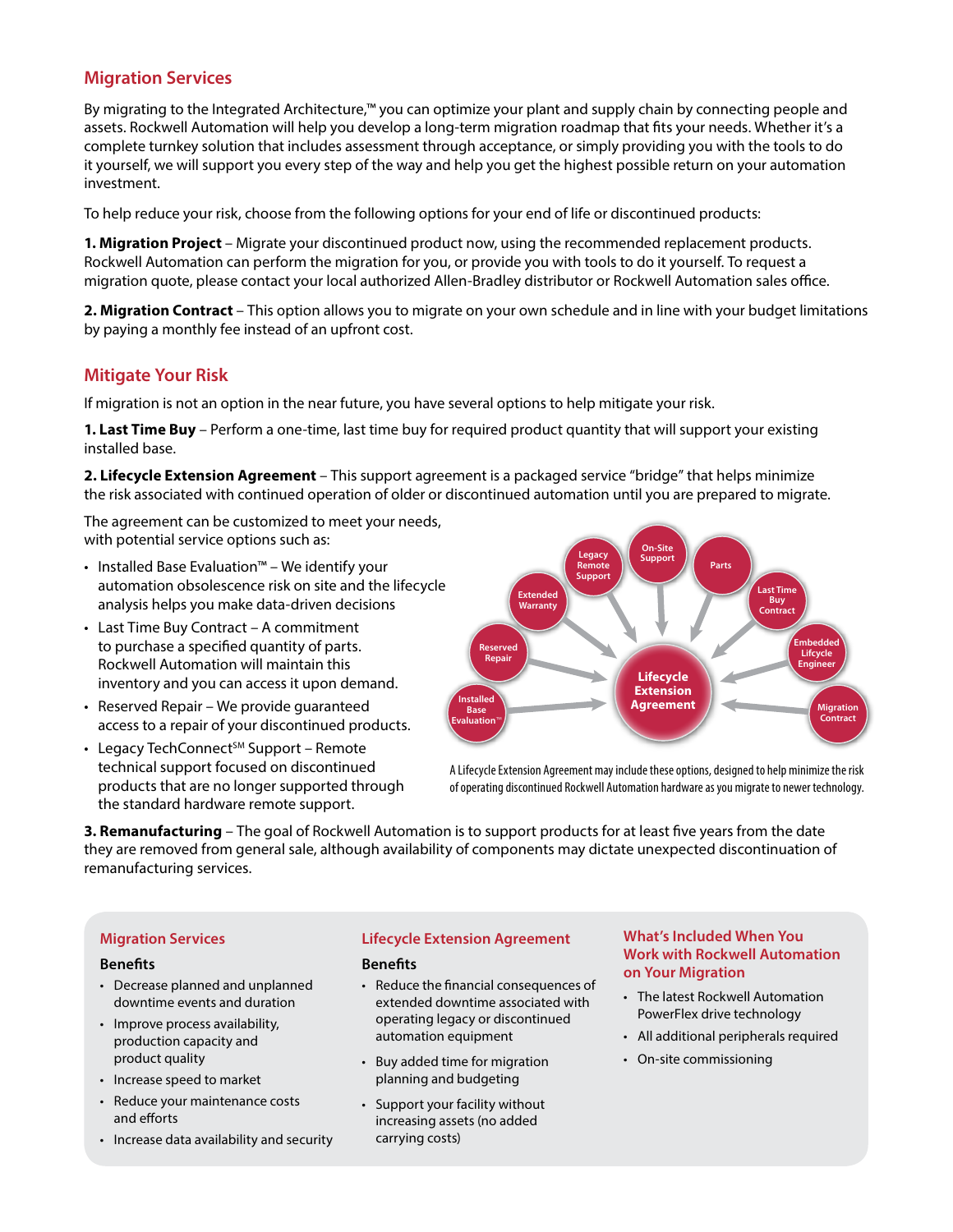## Migration Services

By migrating to the Integrated Architecture,™ you can optimize your plant and supply chain by connecting people and assets. Rockwell Automation will help you develop a long-term migration roadmap that fits your needs. Whether it's a complete turnkey solution that includes assessment through acceptance, or simply providing you with the tools to do it yourself, we will support you every step of the way and help you get the highest possible return on your automation investment.

To help reduce your risk, choose from the following options for your end of life or discontinued products:

**1. Migration Project** – Migrate your discontinued product now, using the recommended replacement products. Rockwell Automation can perform the migration for you, or provide you with tools to do it yourself. To request a migration quote, please contact your local authorized Allen-Bradley distributor or Rockwell Automation sales office.

**2. Migration Contract** – This option allows you to migrate on your own schedule and in line with your budget limitations by paying a monthly fee instead of an upfront cost.

## Mitigate Your Risk

If migration is not an option in the near future, you have several options to help mitigate your risk.

**1. Last Time Buy** – Perform a one-time, last time buy for required product quantity that will support your existing installed base.

**2. Lifecycle Extension Agreement** – This support agreement is a packaged service "bridge" that helps minimize the risk associated with continued operation of older or discontinued automation until you are prepared to migrate.

The agreement can be customized to meet your needs, with potential service options such as:

- Installed Base Evaluation™ – We identify your automation obsolescence risk on site and the lifecycle analysis helps you make data-driven decisions
- Last Time Buy Contract – A commitment to purchase a specified quantity of parts. Rockwell Automation will maintain this inventory and you can access it upon demand.
- Reserved Repair – We provide guaranteed access to a repair of your discontinued products.
- Legacy TechConnect℠ Support – Remote technical support focused on discontinued products that are no longer supported through the standard hardware remote support.

Lifecycle Extension Agreement: Installed Base Evaluation™, Reserved Repair, Extended Warranty, Legacy Remote Support, On-Site Support, Parts, Last Time Buy Contract, Embedded Lifcycle Engineer, Migration Contract

A Lifecycle Extension Agreement may include these options, designed to help minimize the risk of operating discontinued Rockwell Automation hardware as you migrate to newer technology.

**3. Remanufacturing** – The goal of Rockwell Automation is to support products for at least five years from the date they are removed from general sale, although availability of components may dictate unexpected discontinuation of remanufacturing services.

### Migration Services

**Benefits**

- Decrease planned and unplanned downtime events and duration
- Improve process availability, production capacity and product quality
- Increase speed to market
- Reduce your maintenance costs and efforts
- Increase data availability and security

### Lifecycle Extension Agreement

**Benefits**

- Reduce the financial consequences of extended downtime associated with operating legacy or discontinued automation equipment
- Buy added time for migration planning and budgeting
- Support your facility without increasing assets (no added carrying costs)

### What's Included When You Work with Rockwell Automation on Your Migration

- The latest Rockwell Automation PowerFlex drive technology
- All additional peripherals required
- On-site commissioning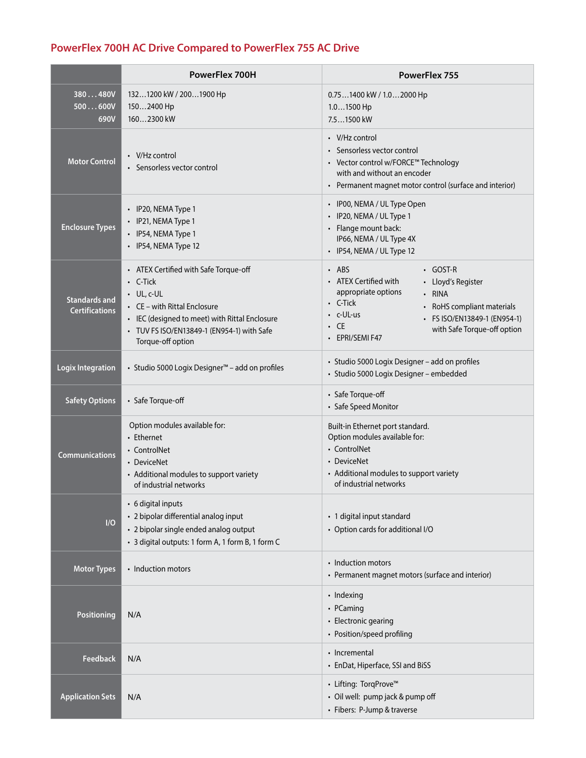## PowerFlex 700H AC Drive Compared to PowerFlex 755 AC Drive

| | PowerFlex 700H | PowerFlex 755 |
|---|---|---|
| 380 . . . 480V<br>500 . . . 600V<br>690V | 132…1200 kW / 200…1900 Hp<br>150…2400 Hp<br>160…2300 kW | 0.75…1400 kW / 1.0…2000 Hp<br>1.0…1500 Hp<br>7.5…1500 kW |
| Motor Control | • V/Hz control<br>• Sensorless vector control | • V/Hz control<br>• Sensorless vector control<br>• Vector control w/FORCE™ Technology with and without an encoder<br>• Permanent magnet motor control (surface and interior) |
| Enclosure Types | • IP20, NEMA Type 1<br>• IP21, NEMA Type 1<br>• IP54, NEMA Type 1<br>• IP54, NEMA Type 12 | • IP00, NEMA / UL Type Open<br>• IP20, NEMA / UL Type 1<br>• Flange mount back: IP66, NEMA / UL Type 4X<br>• IP54, NEMA / UL Type 12 |
| Standards and Certifications | • ATEX Certified with Safe Torque-off<br>• C-Tick<br>• UL, c-UL<br>• CE – with Rittal Enclosure<br>• IEC (designed to meet) with Rittal Enclosure<br>• TUV FS ISO/EN13849-1 (EN954-1) with Safe Torque-off option | • ABS<br>• ATEX Certified with appropriate options<br>• C-Tick<br>• c-UL-us<br>• CE<br>• EPRI/SEMI F47<br>• GOST-R<br>• Lloyd's Register<br>• RINA<br>• RoHS compliant materials<br>• FS ISO/EN13849-1 (EN954-1) with Safe Torque-off option |
| Logix Integration | • Studio 5000 Logix Designer™ – add on profiles | • Studio 5000 Logix Designer – add on profiles<br>• Studio 5000 Logix Designer – embedded |
| Safety Options | • Safe Torque-off | • Safe Torque-off<br>• Safe Speed Monitor |
| Communications | Option modules available for:<br>• Ethernet<br>• ControlNet<br>• DeviceNet<br>• Additional modules to support variety of industrial networks | Built-in Ethernet port standard.<br>Option modules available for:<br>• ControlNet<br>• DeviceNet<br>• Additional modules to support variety of industrial networks |
| I/O | • 6 digital inputs<br>• 2 bipolar differential analog input<br>• 2 bipolar single ended analog output<br>• 3 digital outputs: 1 form A, 1 form B, 1 form C | • 1 digital input standard<br>• Option cards for additional I/O |
| Motor Types | • Induction motors | • Induction motors<br>• Permanent magnet motors (surface and interior) |
| Positioning | N/A | • Indexing<br>• PCaming<br>• Electronic gearing<br>• Position/speed profiling |
| Feedback | N/A | • Incremental<br>• EnDat, Hiperface, SSI and BiSS |
| Application Sets | N/A | • Lifting: TorqProve™<br>• Oil well: pump jack & pump off<br>• Fibers: P-Jump & traverse |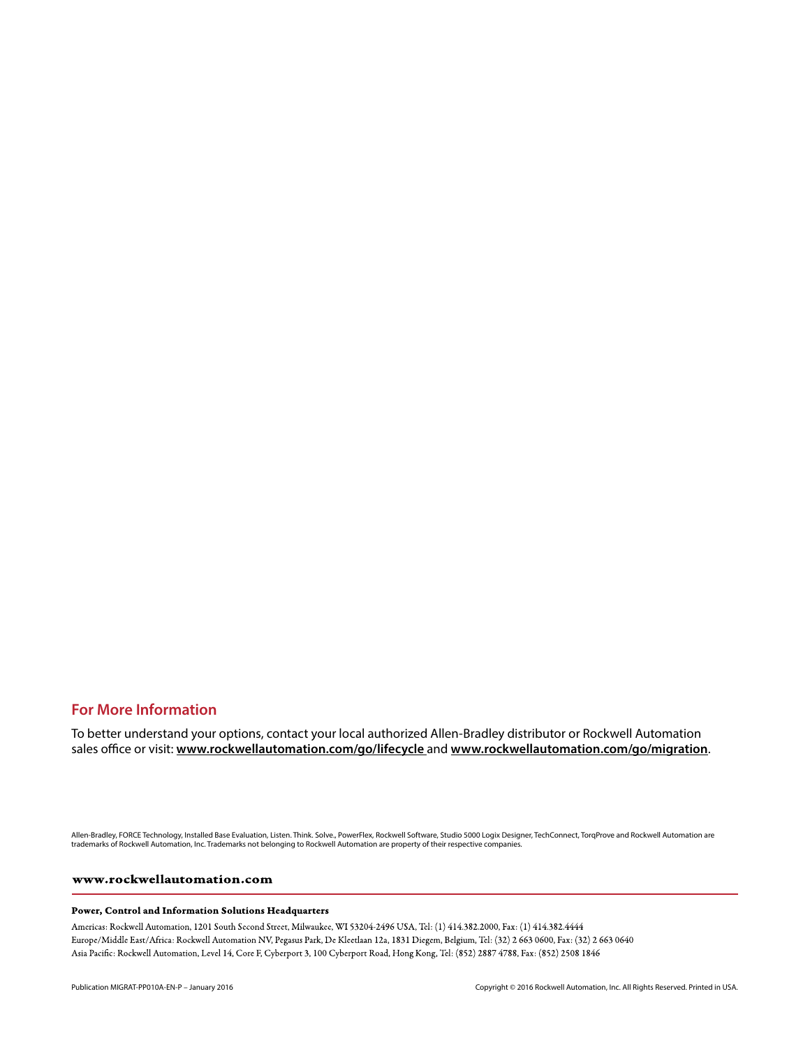## For More Information

To better understand your options, contact your local authorized Allen-Bradley distributor or Rockwell Automation sales office or visit: **www.rockwellautomation.com/go/lifecycle** and **www.rockwellautomation.com/go/migration**.

Allen-Bradley, FORCE Technology, Installed Base Evaluation, Listen. Think. Solve., PowerFlex, Rockwell Software, Studio 5000 Logix Designer, TechConnect, TorqProve and Rockwell Automation are trademarks of Rockwell Automation, Inc. Trademarks not belonging to Rockwell Automation are property of their respective companies.

**www.rockwellautomation.com**

**Power, Control and Information Solutions Headquarters**

Americas: Rockwell Automation, 1201 South Second Street, Milwaukee, WI 53204-2496 USA, Tel: (1) 414.382.2000, Fax: (1) 414.382.4444
Europe/Middle East/Africa: Rockwell Automation NV, Pegasus Park, De Kleetlaan 12a, 1831 Diegem, Belgium, Tel: (32) 2 663 0600, Fax: (32) 2 663 0640
Asia Pacific: Rockwell Automation, Level 14, Core F, Cyberport 3, 100 Cyberport Road, Hong Kong, Tel: (852) 2887 4788, Fax: (852) 2508 1846

Publication MIGRAT-PP010A-EN-P – January 2016

Copyright © 2016 Rockwell Automation, Inc. All Rights Reserved. Printed in USA.